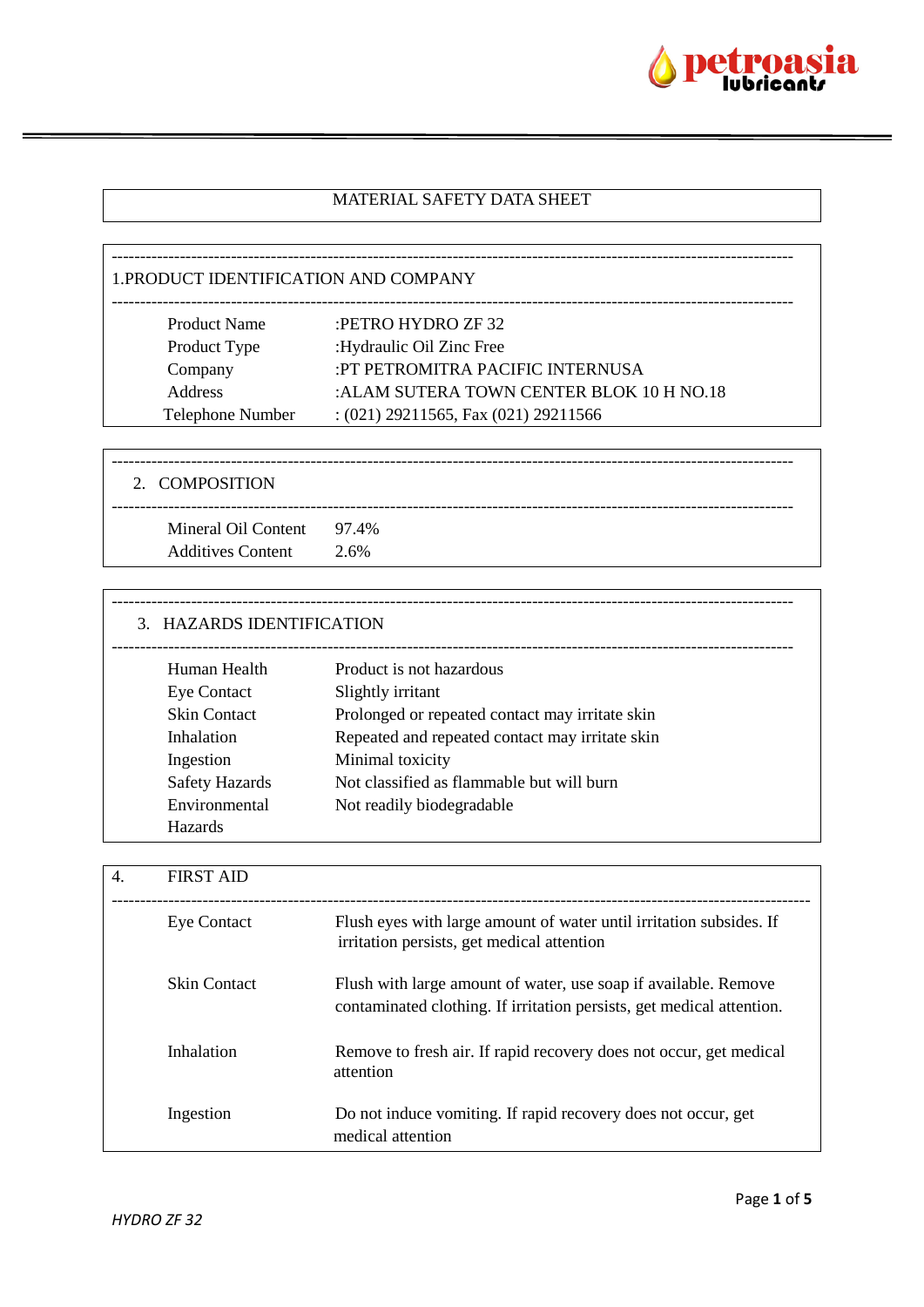# MATERIAL SAFETY DATA SHEET

## 1.PRODUCT IDENTIFICATION AND COMPANY

| | |
|---|---|
| Product Name | :PETRO HYDRO ZF 32 |
| Product Type | :Hydraulic Oil Zinc Free |
| Company | :PT PETROMITRA PACIFIC INTERNUSA |
| Address | :ALAM SUTERA TOWN CENTER BLOK 10 H NO.18 |
| Telephone Number | : (021) 29211565, Fax (021) 29211566 |

## 2. COMPOSITION

| | |
|---|---|
| Mineral Oil Content | 97.4% |
| Additives Content | 2.6% |

## 3. HAZARDS IDENTIFICATION

| | |
|---|---|
| Human Health | Product is not hazardous |
| Eye Contact | Slightly irritant |
| Skin Contact | Prolonged or repeated contact may irritate skin |
| Inhalation | Repeated and repeated contact may irritate skin |
| Ingestion | Minimal toxicity |
| Safety Hazards | Not classified as flammable but will burn |
| Environmental Hazards | Not readily biodegradable |

## 4. FIRST AID

| | |
|---|---|
| Eye Contact | Flush eyes with large amount of water until irritation subsides. If irritation persists, get medical attention |
| Skin Contact | Flush with large amount of water, use soap if available. Remove contaminated clothing. If irritation persists, get medical attention. |
| Inhalation | Remove to fresh air. If rapid recovery does not occur, get medical attention |
| Ingestion | Do not induce vomiting. If rapid recovery does not occur, get medical attention |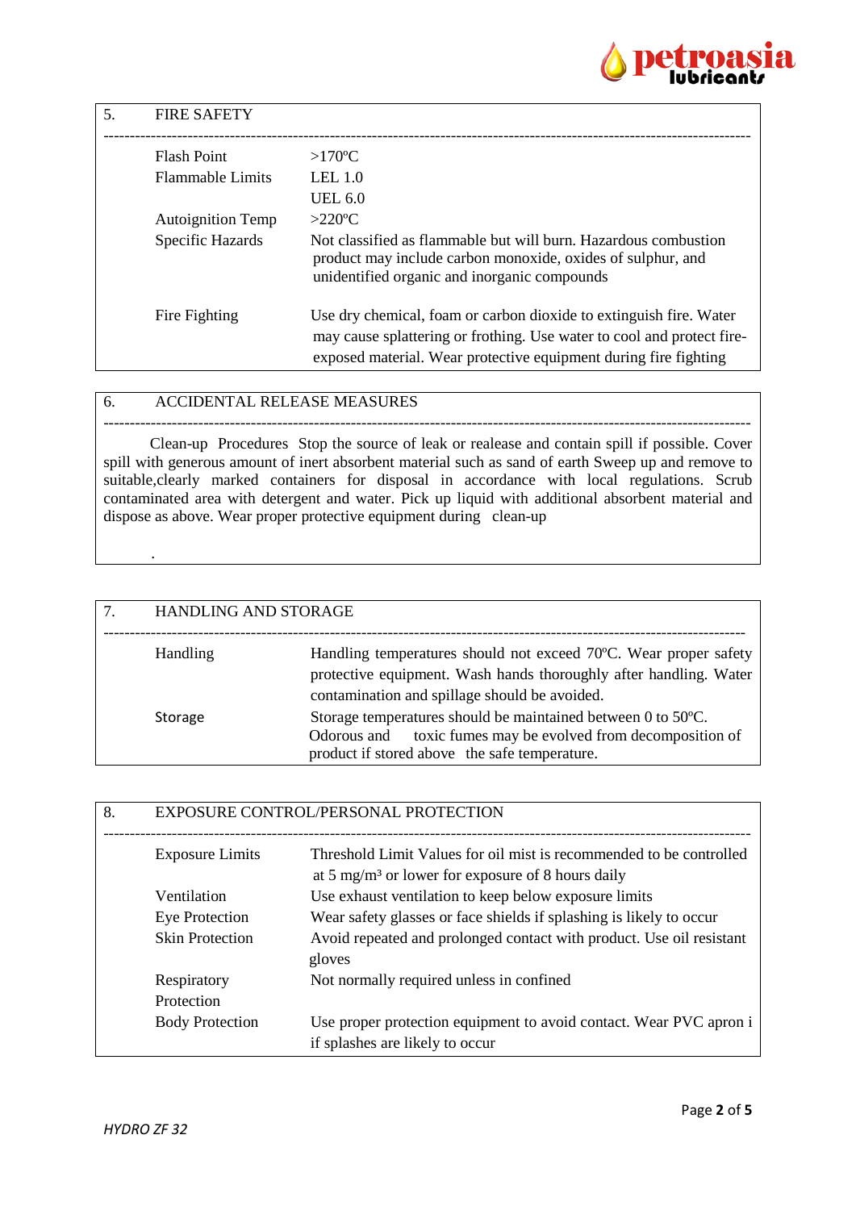## 5. FIRE SAFETY

| | |
|---|---|
| Flash Point | >170ºC |
| Flammable Limits | LEL 1.0<br>UEL 6.0 |
| Autoignition Temp | >220ºC |
| Specific Hazards | Not classified as flammable but will burn. Hazardous combustion product may include carbon monoxide, oxides of sulphur, and unidentified organic and inorganic compounds |
| Fire Fighting | Use dry chemical, foam or carbon dioxide to extinguish fire. Water may cause splattering or frothing. Use water to cool and protect fire-exposed material. Wear protective equipment during fire fighting |

## 6. ACCIDENTAL RELEASE MEASURES

Clean-up Procedures Stop the source of leak or realease and contain spill if possible. Cover spill with generous amount of inert absorbent material such as sand of earth Sweep up and remove to suitable,clearly marked containers for disposal in accordance with local regulations. Scrub contaminated area with detergent and water. Pick up liquid with additional absorbent material and dispose as above. Wear proper protective equipment during clean-up

.

## 7. HANDLING AND STORAGE

| | |
|---|---|
| Handling | Handling temperatures should not exceed 70ºC. Wear proper safety protective equipment. Wash hands thoroughly after handling. Water contamination and spillage should be avoided. |
| Storage | Storage temperatures should be maintained between 0 to 50ºC. Odorous and toxic fumes may be evolved from decomposition of product if stored above the safe temperature. |

## 8. EXPOSURE CONTROL/PERSONAL PROTECTION

| | |
|---|---|
| Exposure Limits | Threshold Limit Values for oil mist is recommended to be controlled at 5 mg/m³ or lower for exposure of 8 hours daily |
| Ventilation | Use exhaust ventilation to keep below exposure limits |
| Eye Protection | Wear safety glasses or face shields if splashing is likely to occur |
| Skin Protection | Avoid repeated and prolonged contact with product. Use oil resistant gloves |
| Respiratory Protection | Not normally required unless in confined |
| Body Protection | Use proper protection equipment to avoid contact. Wear PVC apron i if splashes are likely to occur |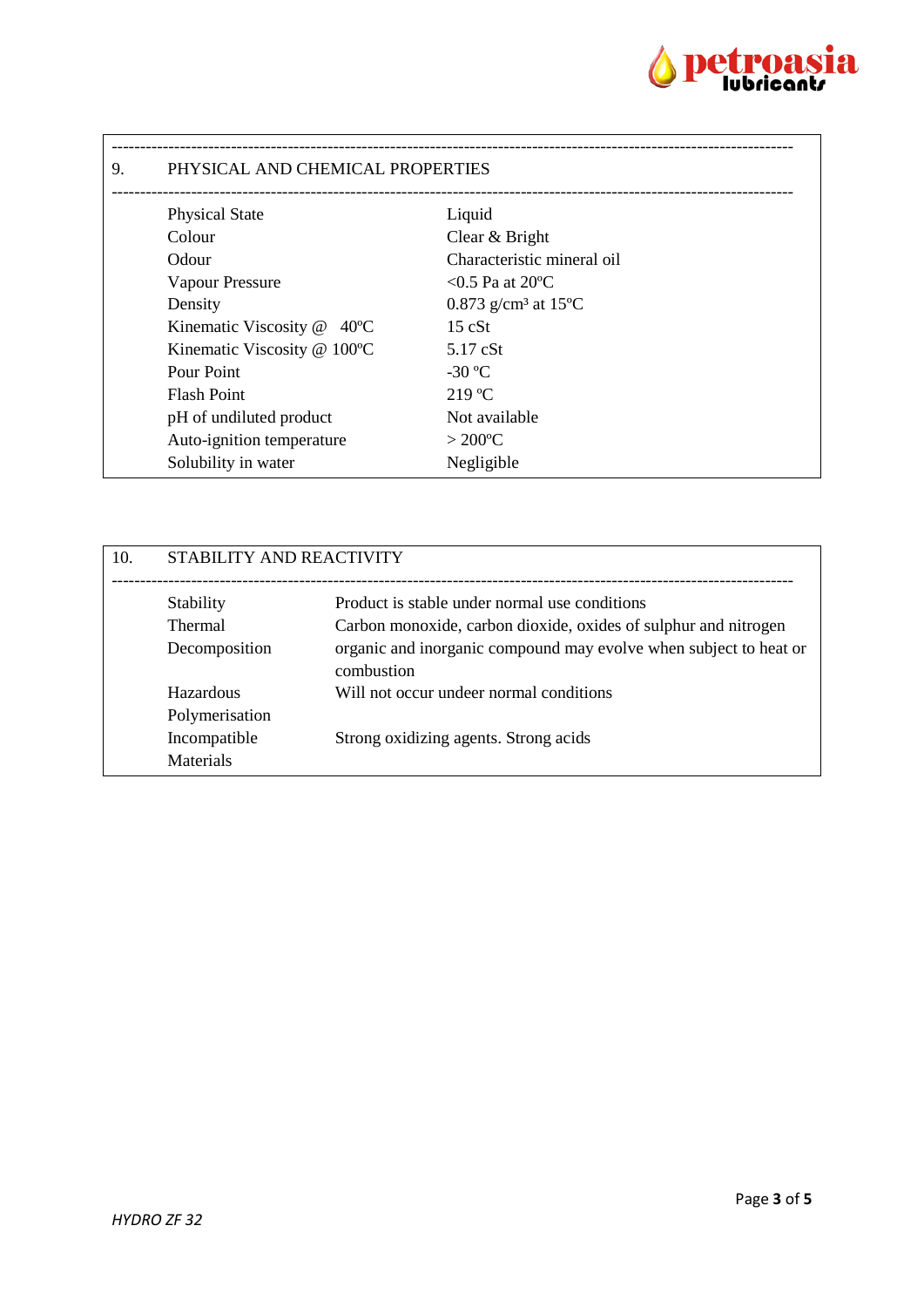## 9. PHYSICAL AND CHEMICAL PROPERTIES

| Property | Value |
|---|---|
| Physical State | Liquid |
| Colour | Clear & Bright |
| Odour | Characteristic mineral oil |
| Vapour Pressure | <0.5 Pa at 20ºC |
| Density | 0.873 g/cm³ at 15ºC |
| Kinematic Viscosity @ 40ºC | 15 cSt |
| Kinematic Viscosity @ 100ºC | 5.17 cSt |
| Pour Point | -30 ºC |
| Flash Point | 219 ºC |
| pH of undiluted product | Not available |
| Auto-ignition temperature | > 200ºC |
| Solubility in water | Negligible |

## 10. STABILITY AND REACTIVITY

| Property | Description |
|---|---|
| Stability | Product is stable under normal use conditions |
| Thermal Decomposition | Carbon monoxide, carbon dioxide, oxides of sulphur and nitrogen organic and inorganic compound may evolve when subject to heat or combustion |
| Hazardous Polymerisation | Will not occur undeer normal conditions |
| Incompatible Materials | Strong oxidizing agents. Strong acids |

*HYDRO ZF 32*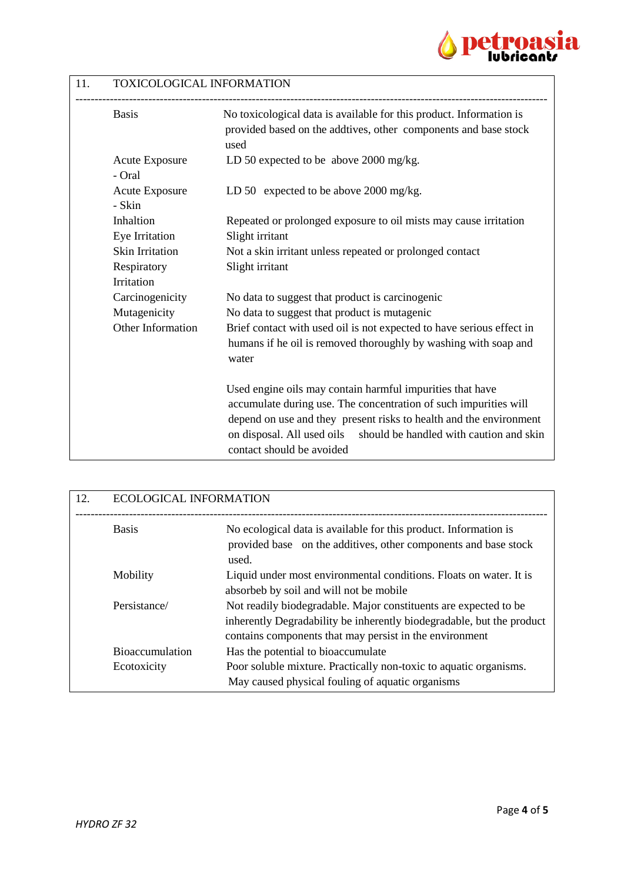## 11. TOXICOLOGICAL INFORMATION

| | |
|---|---|
| Basis | No toxicological data is available for this product. Information is provided based on the addtives, other components and base stock used |
| Acute Exposure - Oral | LD 50 expected to be above 2000 mg/kg. |
| Acute Exposure - Skin | LD 50 expected to be above 2000 mg/kg. |
| Inhaltion | Repeated or prolonged exposure to oil mists may cause irritation |
| Eye Irritation | Slight irritant |
| Skin Irritation | Not a skin irritant unless repeated or prolonged contact |
| Respiratory Irritation | Slight irritant |
| Carcinogenicity | No data to suggest that product is carcinogenic |
| Mutagenicity | No data to suggest that product is mutagenic |
| Other Information | Brief contact with used oil is not expected to have serious effect in humans if he oil is removed thoroughly by washing with soap and water<br><br>Used engine oils may contain harmful impurities that have accumulate during use. The concentration of such impurities will depend on use and they present risks to health and the environment on disposal. All used oils should be handled with caution and skin contact should be avoided |

## 12. ECOLOGICAL INFORMATION

| | |
|---|---|
| Basis | No ecological data is available for this product. Information is provided base on the additives, other components and base stock used. |
| Mobility | Liquid under most environmental conditions. Floats on water. It is absorbeb by soil and will not be mobile |
| Persistance/ | Not readily biodegradable. Major constituents are expected to be inherently Degradability be inherently biodegradable, but the product contains components that may persist in the environment |
| Bioaccumulation | Has the potential to bioaccumulate |
| Ecotoxicity | Poor soluble mixture. Practically non-toxic to aquatic organisms. May caused physical fouling of aquatic organisms |

*HYDRO ZF 32*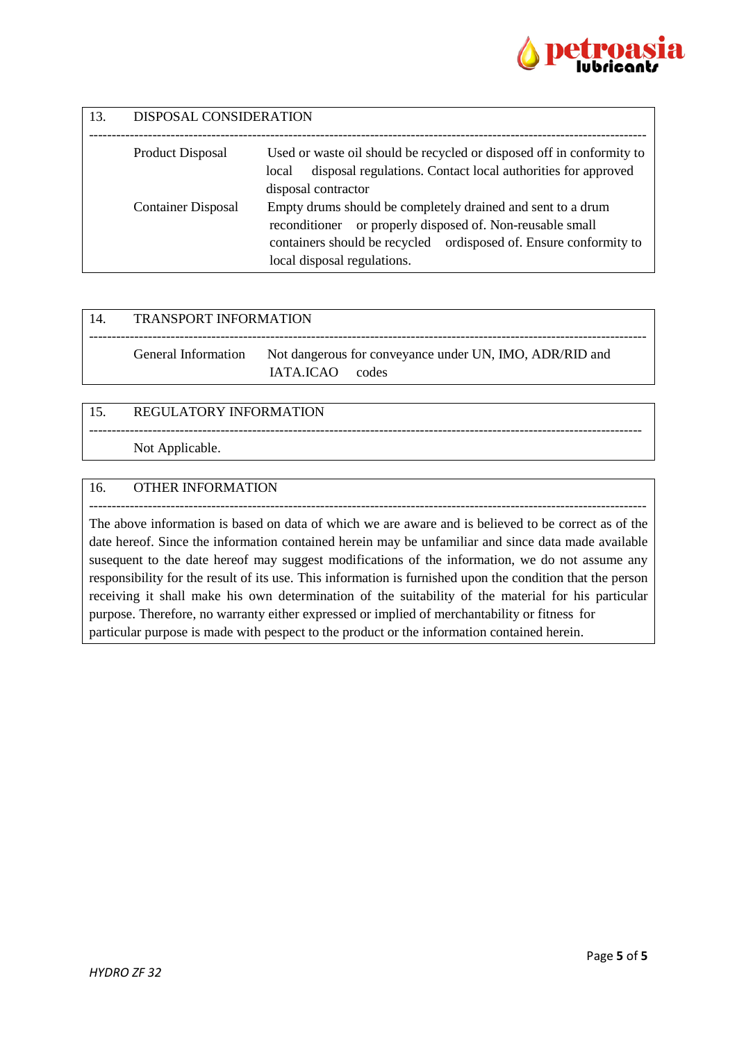## 13. DISPOSAL CONSIDERATION

| | |
|---|---|
| Product Disposal | Used or waste oil should be recycled or disposed off in conformity to local disposal regulations. Contact local authorities for approved disposal contractor |
| Container Disposal | Empty drums should be completely drained and sent to a drum reconditioner or properly disposed of. Non-reusable small containers should be recycled ordisposed of. Ensure conformity to local disposal regulations. |

## 14. TRANSPORT INFORMATION

| | |
|---|---|
| General Information | Not dangerous for conveyance under UN, IMO, ADR/RID and IATA.ICAO codes |

## 15. REGULATORY INFORMATION

Not Applicable.

## 16. OTHER INFORMATION

The above information is based on data of which we are aware and is believed to be correct as of the date hereof. Since the information contained herein may be unfamiliar and since data made available susequent to the date hereof may suggest modifications of the information, we do not assume any responsibility for the result of its use. This information is furnished upon the condition that the person receiving it shall make his own determination of the suitability of the material for his particular purpose. Therefore, no warranty either expressed or implied of merchantability or fitness for particular purpose is made with pespect to the product or the information contained herein.